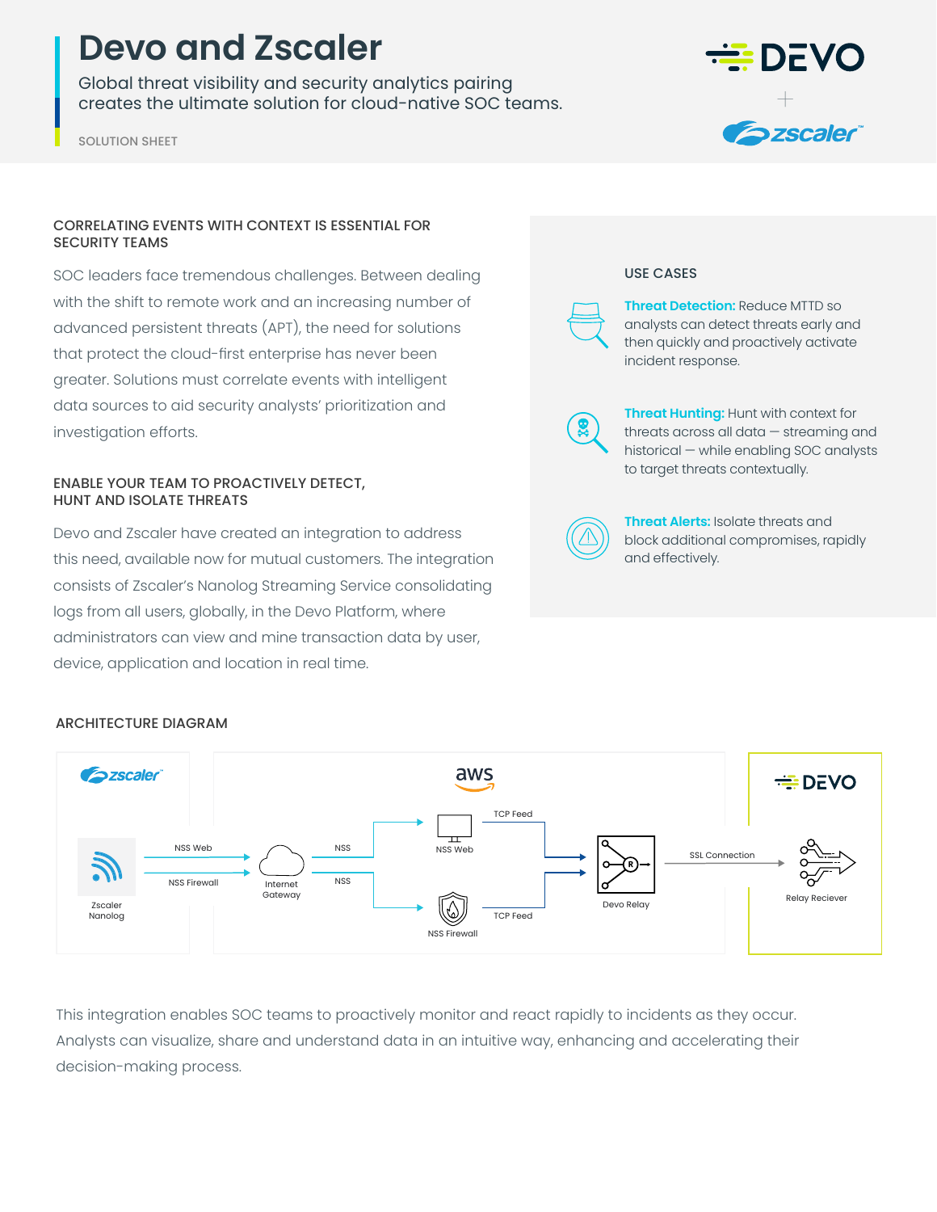# Devo and Zscaler

Global threat visibility and security analytics pairing creates the ultimate solution for cloud-native SOC teams.

SOLUTION SHEET

## CORRELATING EVENTS WITH CONTEXT IS ESSENTIAL FOR SECURITY TEAMS

SOC leaders face tremendous challenges. Between dealing with the shift to remote work and an increasing number of advanced persistent threats (APT), the need for solutions that protect the cloud-first enterprise has never been greater. Solutions must correlate events with intelligent data sources to aid security analysts' prioritization and investigation efforts.

## ENABLE YOUR TEAM TO PROACTIVELY DETECT, HUNT AND ISOLATE THREATS

Devo and Zscaler have created an integration to address this need, available now for mutual customers. The integration consists of Zscaler's Nanolog Streaming Service consolidating logs from all users, globally, in the Devo Platform, where administrators can view and mine transaction data by user, device, application and location in real time.

## USE CASES

**Threat Detection:** Reduce MTTD so analysts can detect threats early and then quickly and proactively activate incident response.

**Threat Hunting:** Hunt with context for threats across all data — streaming and historical — while enabling SOC analysts to target threats contextually.

**Threat Alerts:** Isolate threats and block additional compromises, rapidly and effectively.

## ARCHITECTURE DIAGRAM

zscaler: Zscaler Nanolog → NSS Web / NSS Firewall → Internet Gateway

aws: NSS → NSS Web → TCP Feed → Devo Relay; NSS → NSS Firewall → TCP Feed → Devo Relay

Devo Relay → SSL Connection → DEVO: Relay Reciever

This integration enables SOC teams to proactively monitor and react rapidly to incidents as they occur. Analysts can visualize, share and understand data in an intuitive way, enhancing and accelerating their decision-making process.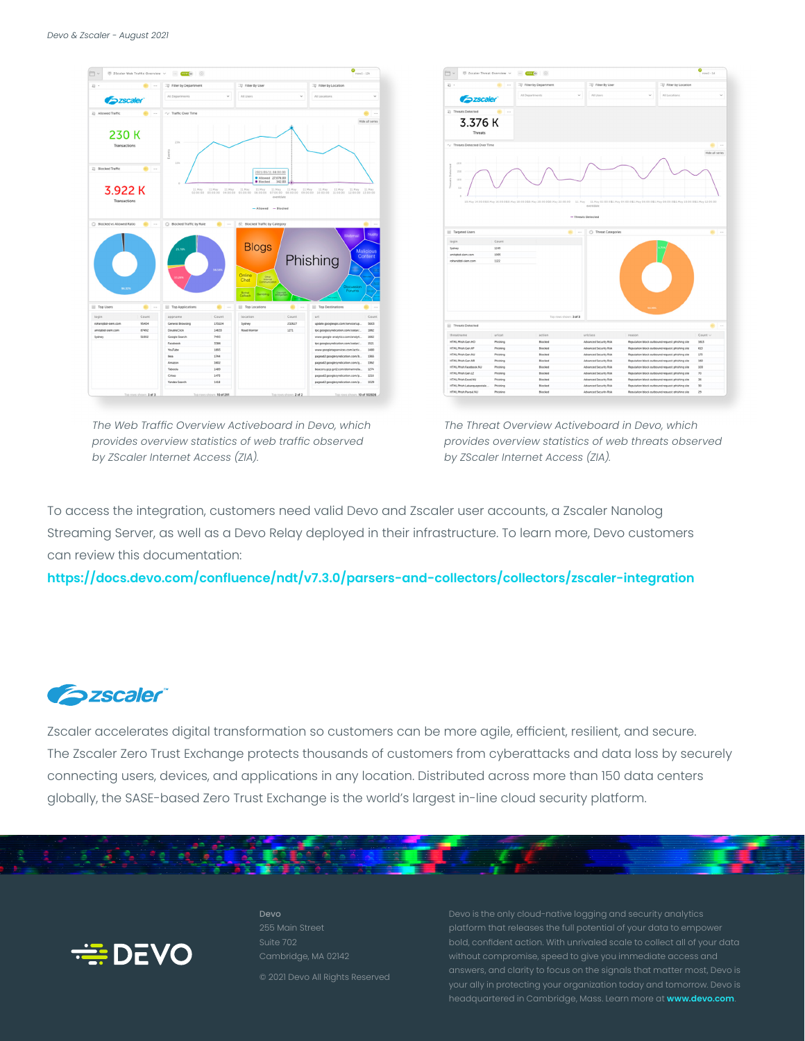*The Web Traffic Overview Activeboard in Devo, which provides overview statistics of web traffic observed by ZScaler Internet Access (ZIA).*

*The Threat Overview Activeboard in Devo, which provides overview statistics of web threats observed by ZScaler Internet Access (ZIA).*

To access the integration, customers need valid Devo and Zscaler user accounts, a Zscaler Nanolog Streaming Server, as well as a Devo Relay deployed in their infrastructure. To learn more, Devo customers can review this documentation:

**https://docs.devo.com/confluence/ndt/v7.3.0/parsers-and-collectors/collectors/zscaler-integration**

Zscaler accelerates digital transformation so customers can be more agile, efficient, resilient, and secure. The Zscaler Zero Trust Exchange protects thousands of customers from cyberattacks and data loss by securely connecting users, devices, and applications in any location. Distributed across more than 150 data centers globally, the SASE-based Zero Trust Exchange is the world's largest in-line cloud security platform.

DEVO

Devo
255 Main Street
Suite 702
Cambridge, MA 02142

© 2021 Devo All Rights Reserved

Devo is the only cloud-native logging and security analytics platform that releases the full potential of your data to empower bold, confident action. With unrivaled scale to collect all of your data without compromise, speed to give you immediate access and answers, and clarity to focus on the signals that matter most, Devo is your ally in protecting your organization today and tomorrow. Devo is headquartered in Cambridge, Mass. Learn more at **www.devo.com**.